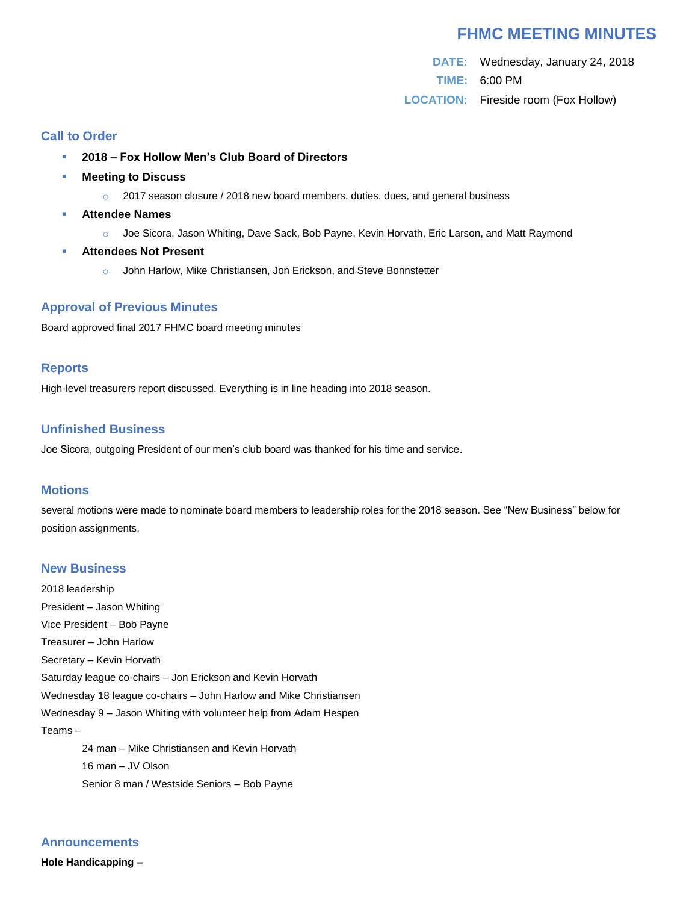# FHMC MEETING MINUTES

**DATE:** Wednesday, January 24, 2018

**TIME:** 6:00 PM

**LOCATION:** Fireside room (Fox Hollow)

## Call to Order

- **2018 – Fox Hollow Men's Club Board of Directors**
- **Meeting to Discuss**
  - 2017 season closure / 2018 new board members, duties, dues, and general business
- **Attendee Names**
  - Joe Sicora, Jason Whiting, Dave Sack, Bob Payne, Kevin Horvath, Eric Larson, and Matt Raymond
- **Attendees Not Present**
  - John Harlow, Mike Christiansen, Jon Erickson, and Steve Bonnstetter

## Approval of Previous Minutes

Board approved final 2017 FHMC board meeting minutes

## Reports

High-level treasurers report discussed. Everything is in line heading into 2018 season.

## Unfinished Business

Joe Sicora, outgoing President of our men's club board was thanked for his time and service.

## Motions

several motions were made to nominate board members to leadership roles for the 2018 season. See "New Business" below for position assignments.

## New Business

2018 leadership

President – Jason Whiting

Vice President – Bob Payne

Treasurer – John Harlow

Secretary – Kevin Horvath

Saturday league co-chairs – Jon Erickson and Kevin Horvath

Wednesday 18 league co-chairs – John Harlow and Mike Christiansen

Wednesday 9 – Jason Whiting with volunteer help from Adam Hespen

Teams –

  24 man – Mike Christiansen and Kevin Horvath

  16 man – JV Olson

  Senior 8 man / Westside Seniors – Bob Payne

## Announcements

**Hole Handicapping –**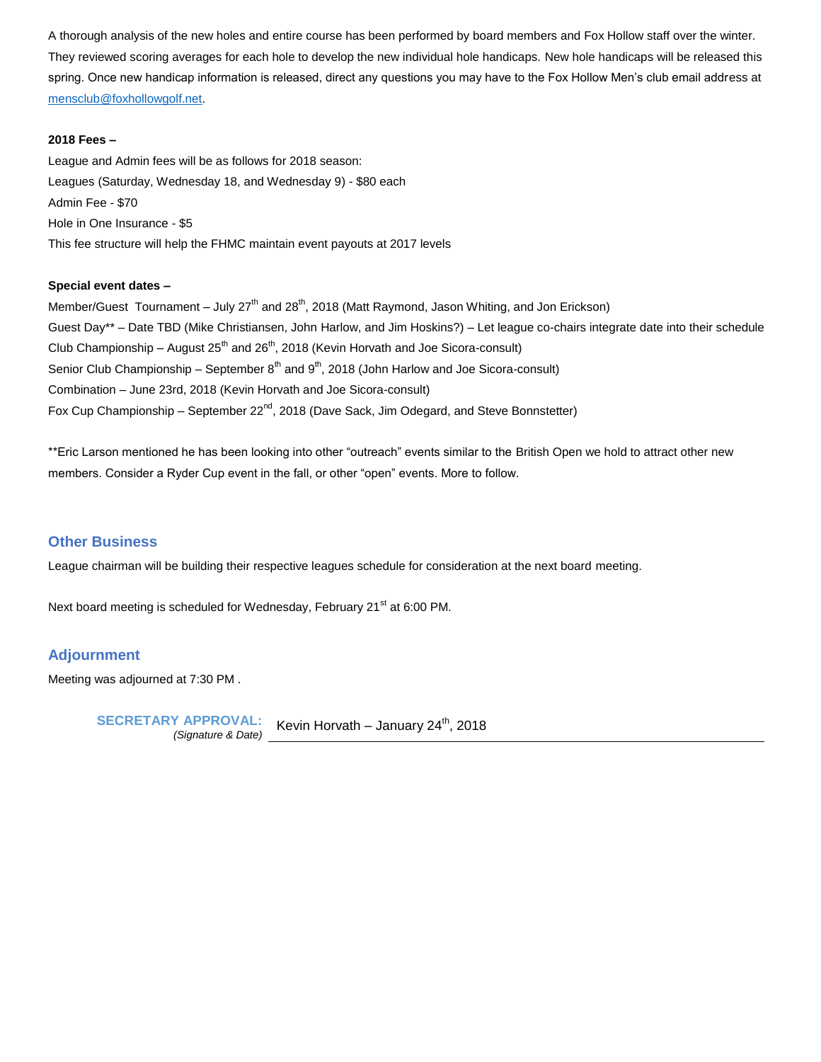A thorough analysis of the new holes and entire course has been performed by board members and Fox Hollow staff over the winter. They reviewed scoring averages for each hole to develop the new individual hole handicaps. New hole handicaps will be released this spring. Once new handicap information is released, direct any questions you may have to the Fox Hollow Men's club email address at mensclub@foxhollowgolf.net.

**2018 Fees –**

League and Admin fees will be as follows for 2018 season:
Leagues (Saturday, Wednesday 18, and Wednesday 9) - $80 each
Admin Fee - $70
Hole in One Insurance - $5
This fee structure will help the FHMC maintain event payouts at 2017 levels

**Special event dates –**

Member/Guest Tournament – July 27th and 28th, 2018 (Matt Raymond, Jason Whiting, and Jon Erickson)
Guest Day** – Date TBD (Mike Christiansen, John Harlow, and Jim Hoskins?) – Let league co-chairs integrate date into their schedule
Club Championship – August 25th and 26th, 2018 (Kevin Horvath and Joe Sicora-consult)
Senior Club Championship – September 8th and 9th, 2018 (John Harlow and Joe Sicora-consult)
Combination – June 23rd, 2018 (Kevin Horvath and Joe Sicora-consult)
Fox Cup Championship – September 22nd, 2018 (Dave Sack, Jim Odegard, and Steve Bonnstetter)

**Eric Larson mentioned he has been looking into other "outreach" events similar to the British Open we hold to attract other new members. Consider a Ryder Cup event in the fall, or other "open" events. More to follow.

## Other Business

League chairman will be building their respective leagues schedule for consideration at the next board meeting.

Next board meeting is scheduled for Wednesday, February 21st at 6:00 PM.

## Adjournment

Meeting was adjourned at 7:30 PM .

**SECRETARY APPROVAL:** Kevin Horvath – January 24th, 2018
*(Signature & Date)*